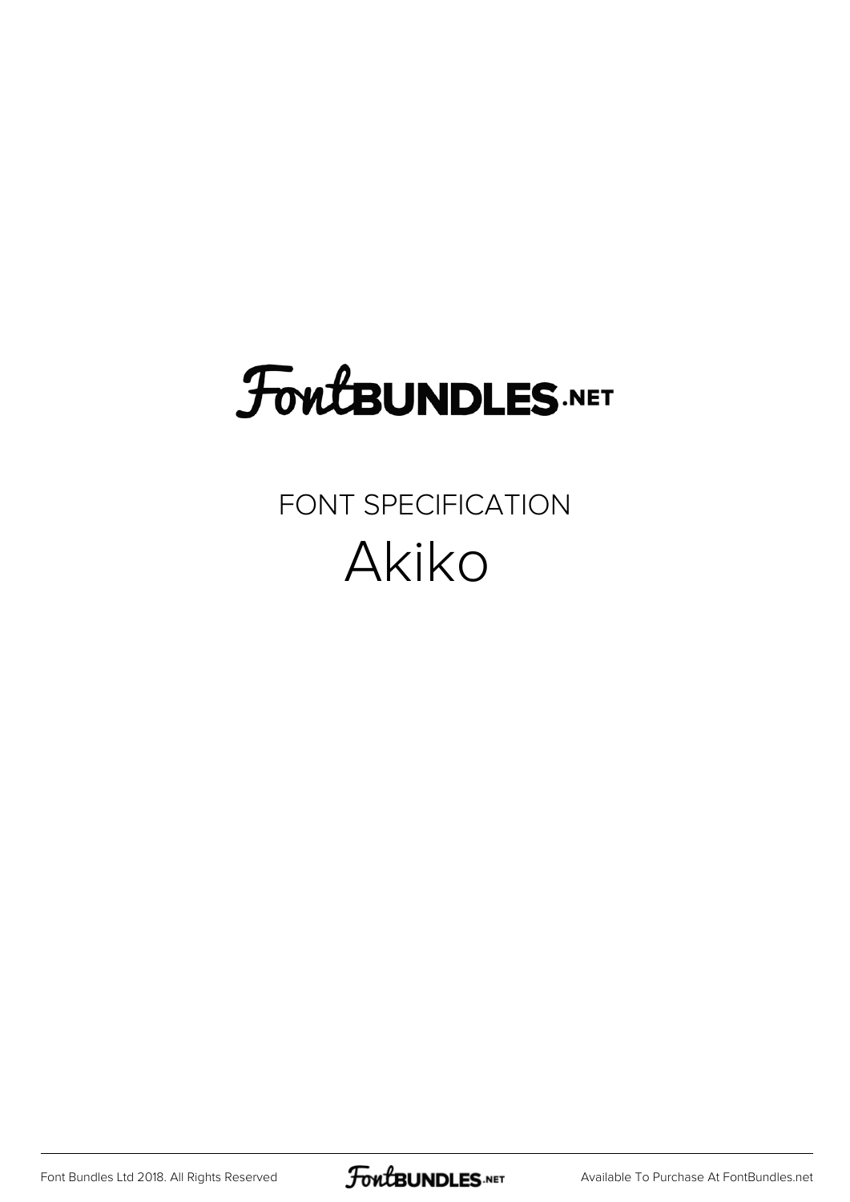FontBUNDLES.NET

FONT SPECIFICATION

# Akiko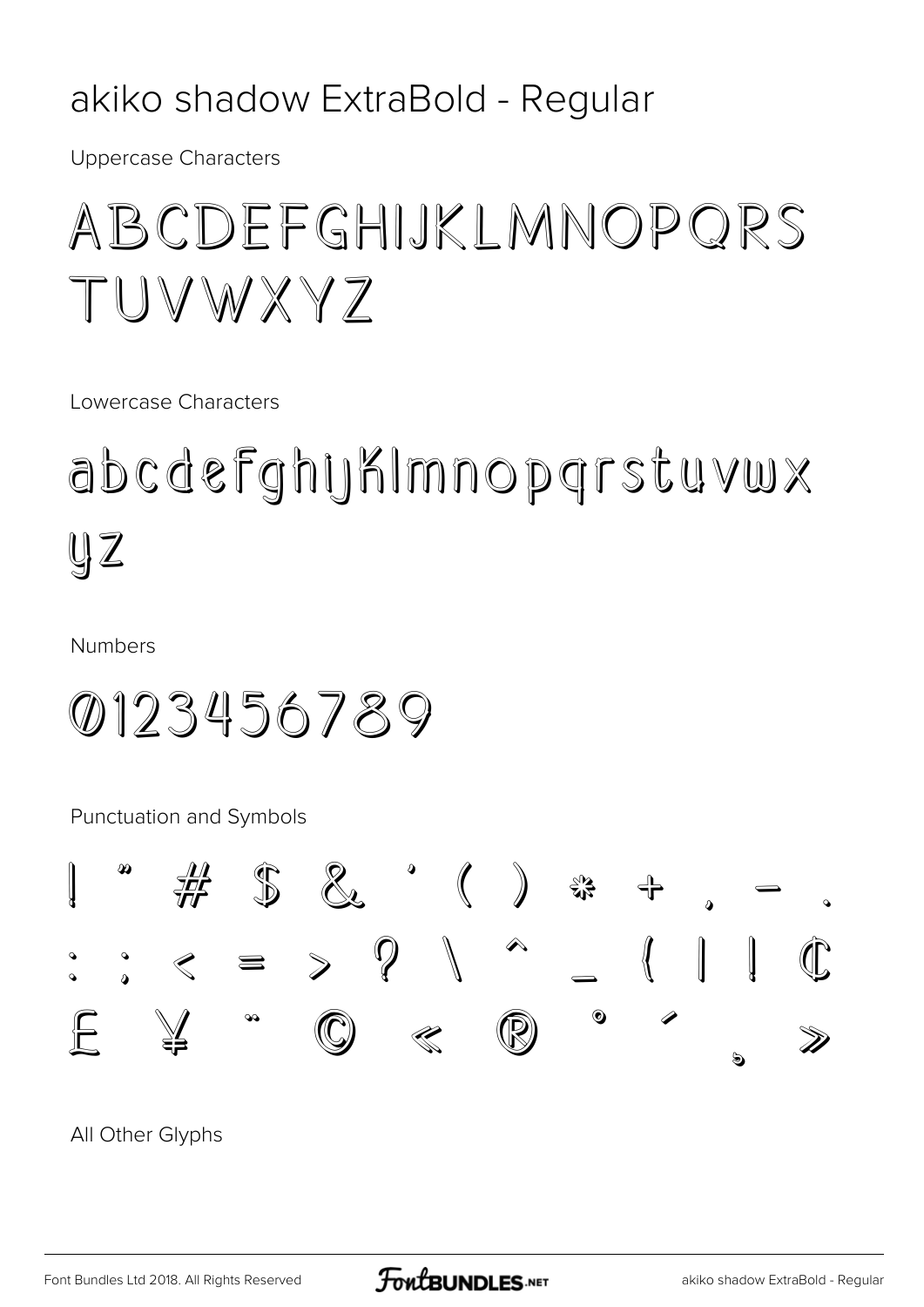# akiko shadow ExtraBold - Regular

Uppercase Characters

ABCDEFGHIJKLMNOPQRS
TUVWXYZ

Lowercase Characters

abcdefghijklmnopqrstuvwx
yz

Numbers

0123456789

Punctuation and Symbols

! " # $ & ' ( ) * + , - .
: ; < = > ? \ ^ _ { | } ¢
£ ¥ ¨ © « ® ° ´ ¸ »

All Other Glyphs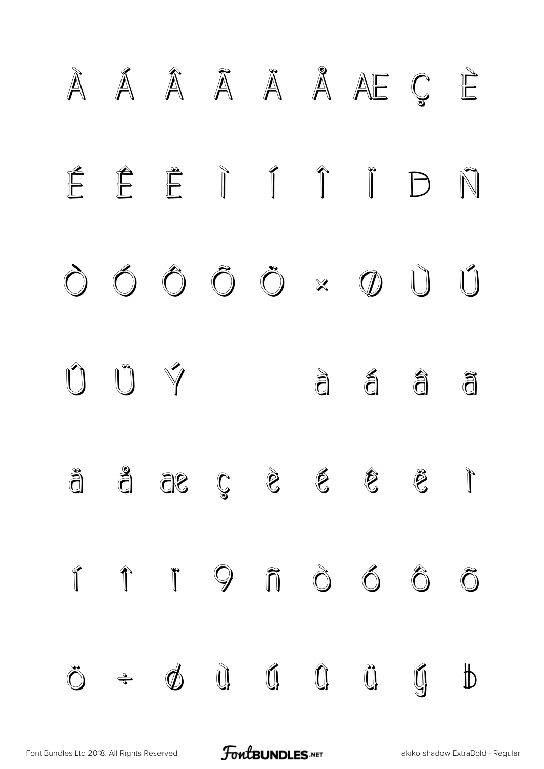À Á Â Ã Ä Å Æ Ç È

É Ê Ë Ì Í Î Ï Ð Ñ

Ò Ó Ô Õ Ö × Ø Ù Ú

Û Ü Ý à á â ã

ä å æ ç è é ê ë ì

í î ï ð ñ ò ó ô õ

ö ÷ ø ù ú û ü ý þ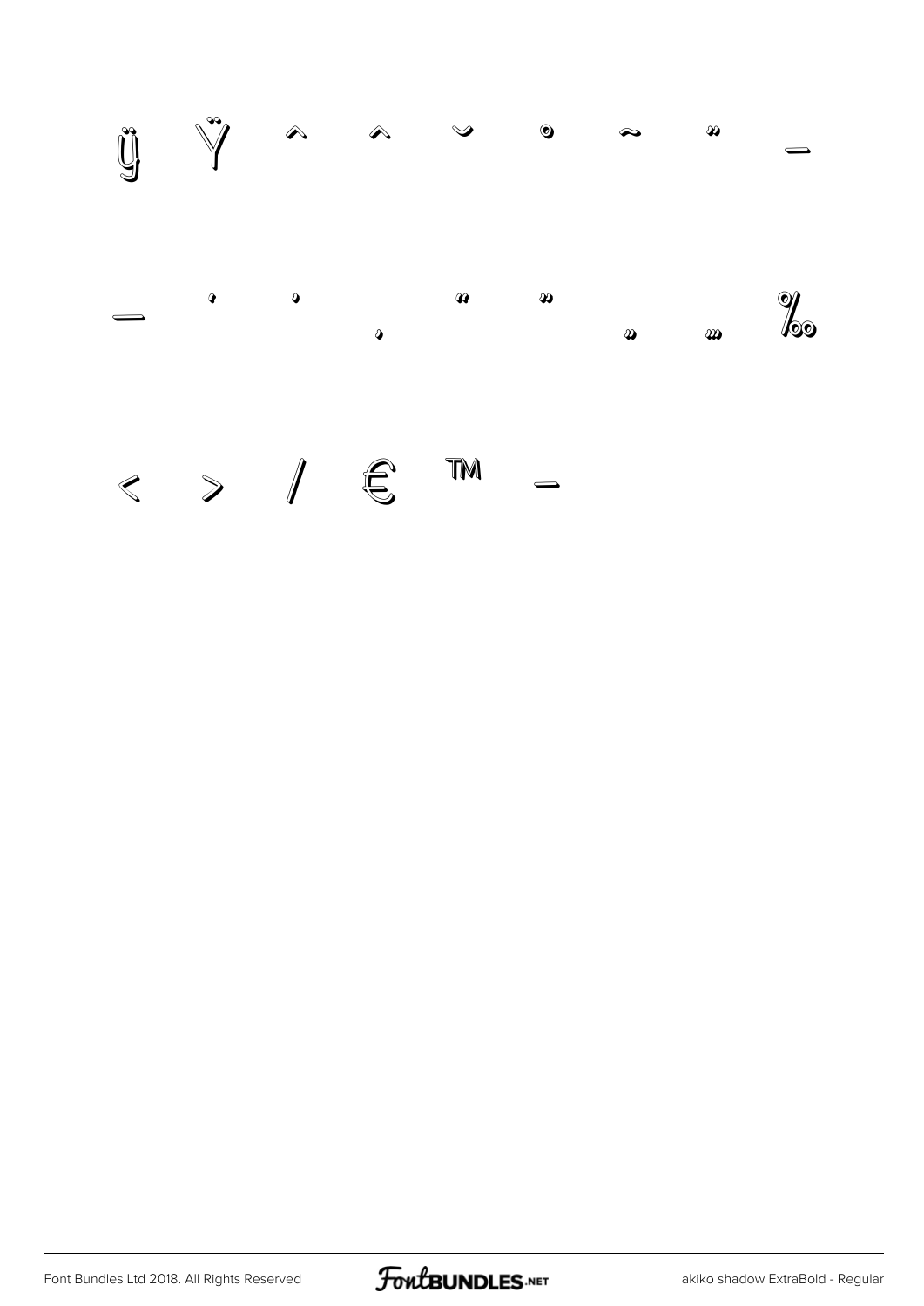ÿ Ÿ ˆ ˆ ˘ ˚ ˜ ˝ –

— ‘ ’ ‚ “ ” „ … ‰

‹ › ⁄ € ™ −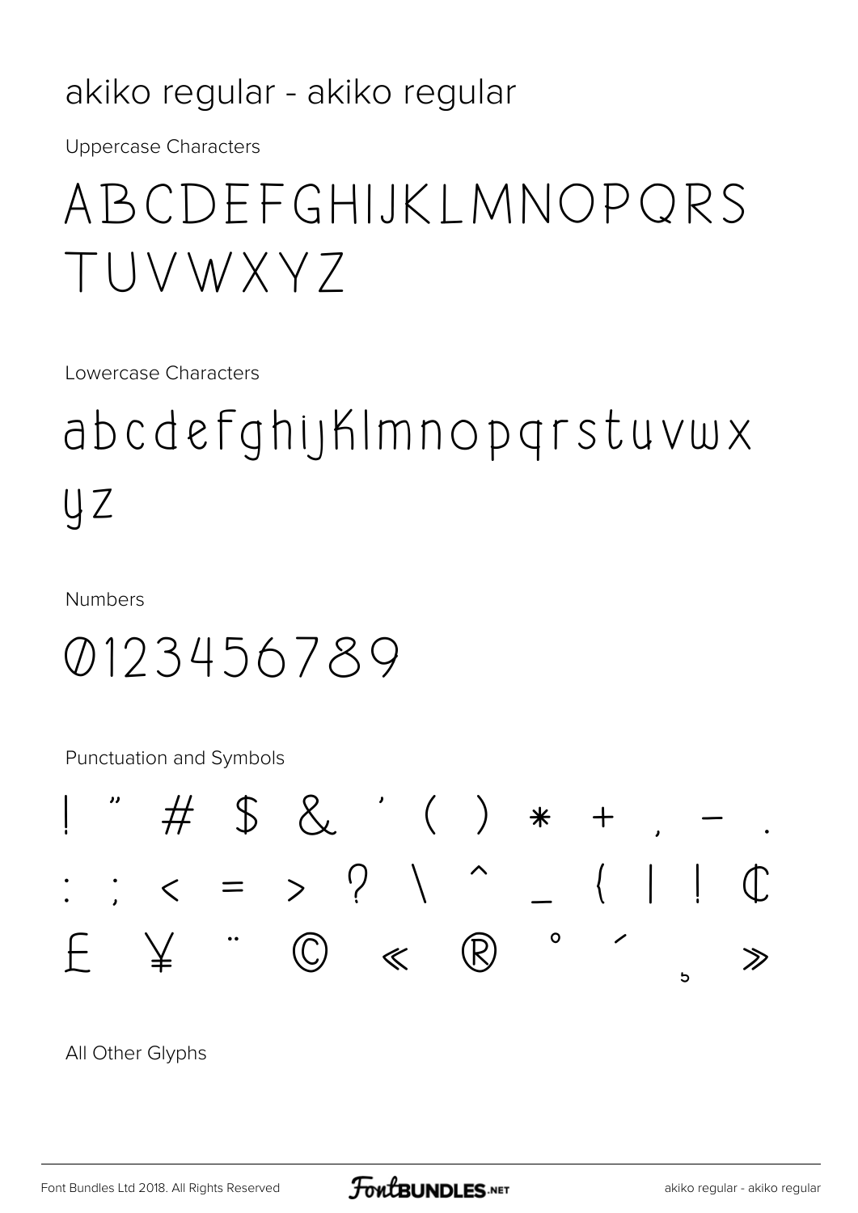akiko regular - akiko regular

Uppercase Characters

ABCDEFGHIJKLMNOPQRS
TUVWXYZ

Lowercase Characters

abcdefghijklmnopqrstuvwx
yz

Numbers

0123456789

Punctuation and Symbols

! " # $ & ' ( ) * + , - .
: ; < = > ? \ ^ _ { | ¦ ¢
£ ¥ ¨ © « ® ° ´ ¸ »

All Other Glyphs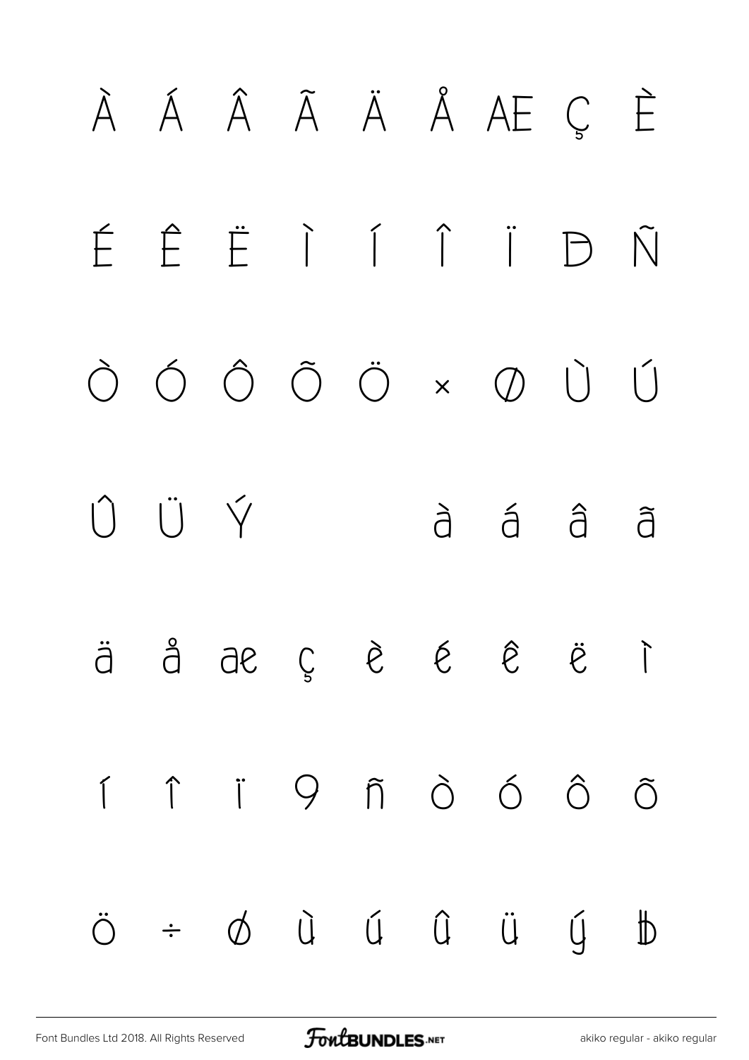À Á Â Ã Ä Å Æ Ç È

É Ê Ë Ì Í Î Ï Ð Ñ

Ò Ó Ô Õ Ö × Ø Ù Ú

Û Ü Ý Þ ß à á â ã

ä å æ ç è é ê ë ì

í î ï ð ñ ò ó ô õ

ö ÷ ø ù ú û ü ý þ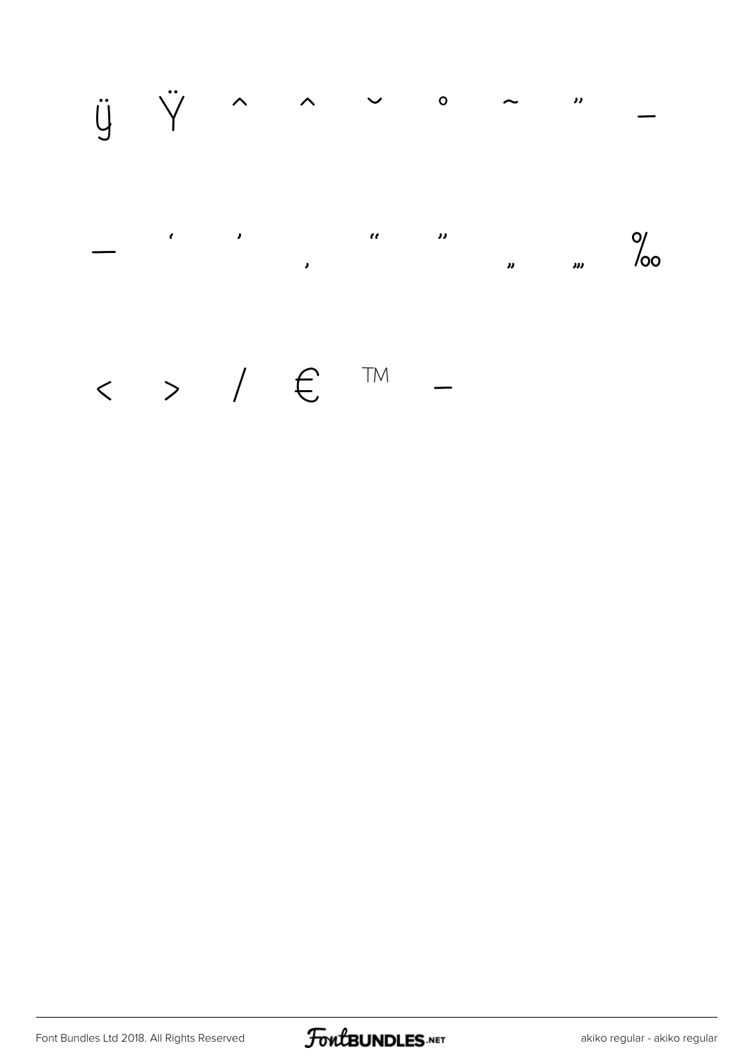ÿ Ÿ ˆ ˆ ˘ ˚ ˜ ˝ –

— ' ' ‚ " " „ „ ‰

< > / € ™ −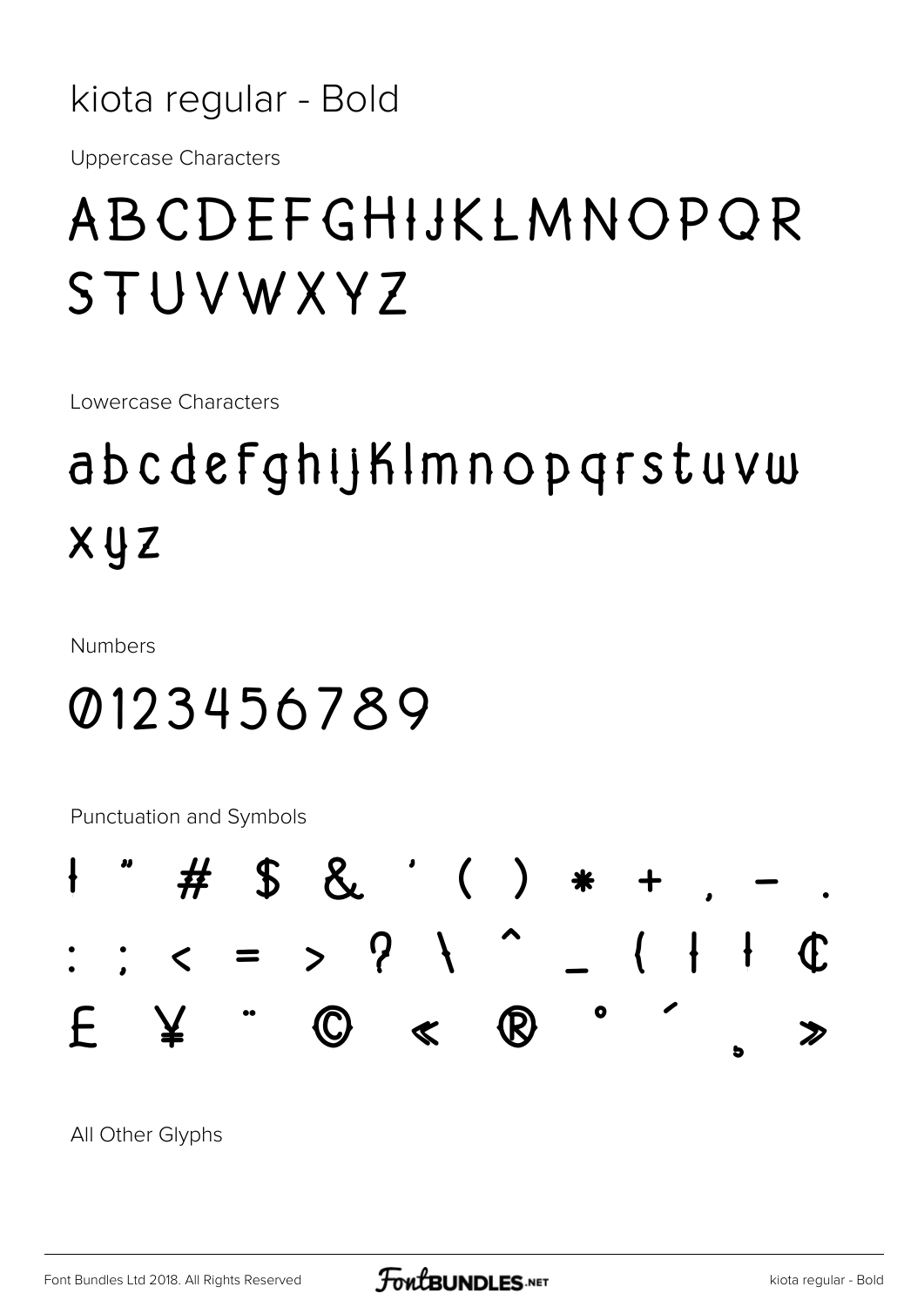# kiota regular - Bold

Uppercase Characters

ABCDEFGHIJKLMNOPQR
STUVWXYZ

Lowercase Characters

abcdefghijklmnopqrstuvw
xyz

Numbers

0123456789

Punctuation and Symbols

! " # $ & ' ( ) * + , - .
: ; < = > ? \ ^ _ { | } ¢
£ ¥ ¨ © « ® ° ´ ¸ »

All Other Glyphs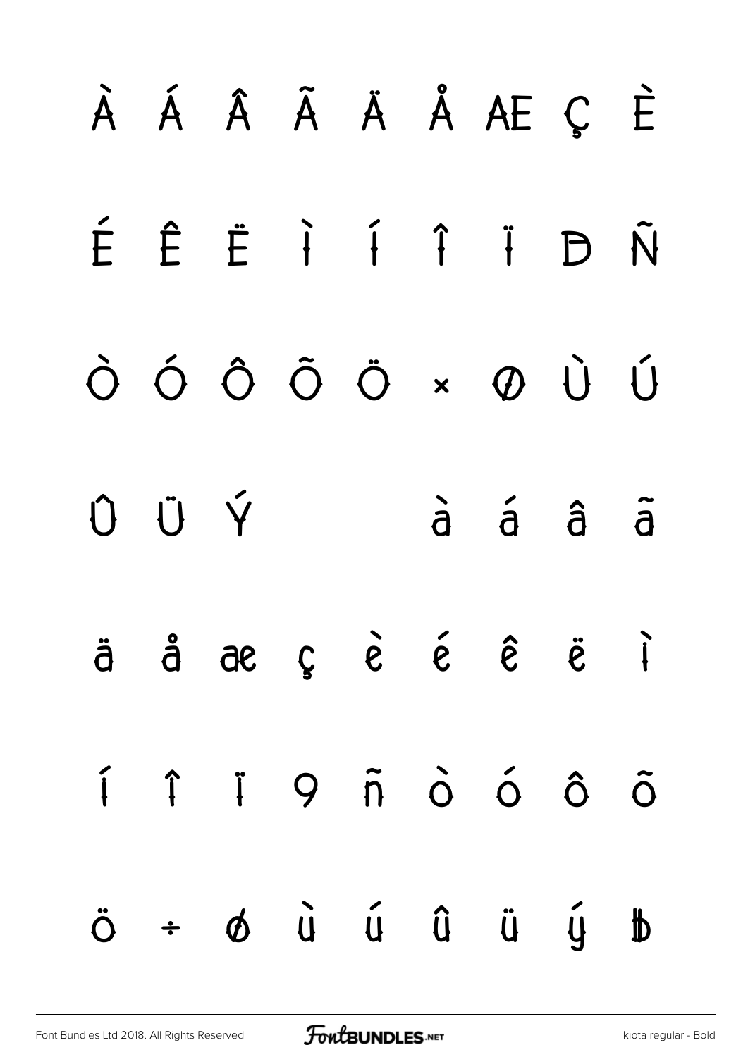À Á Â Ã Ä Å Æ Ç È

É Ê Ë Ì Í Î Ï Ð Ñ

Ò Ó Ô Õ Ö × Ø Ù Ú

Û Ü Ý à á â ã

ä å æ ç è é ê ë ì

í î ï ð ñ ò ó ô õ

ö ÷ ø ù ú û ü ý þ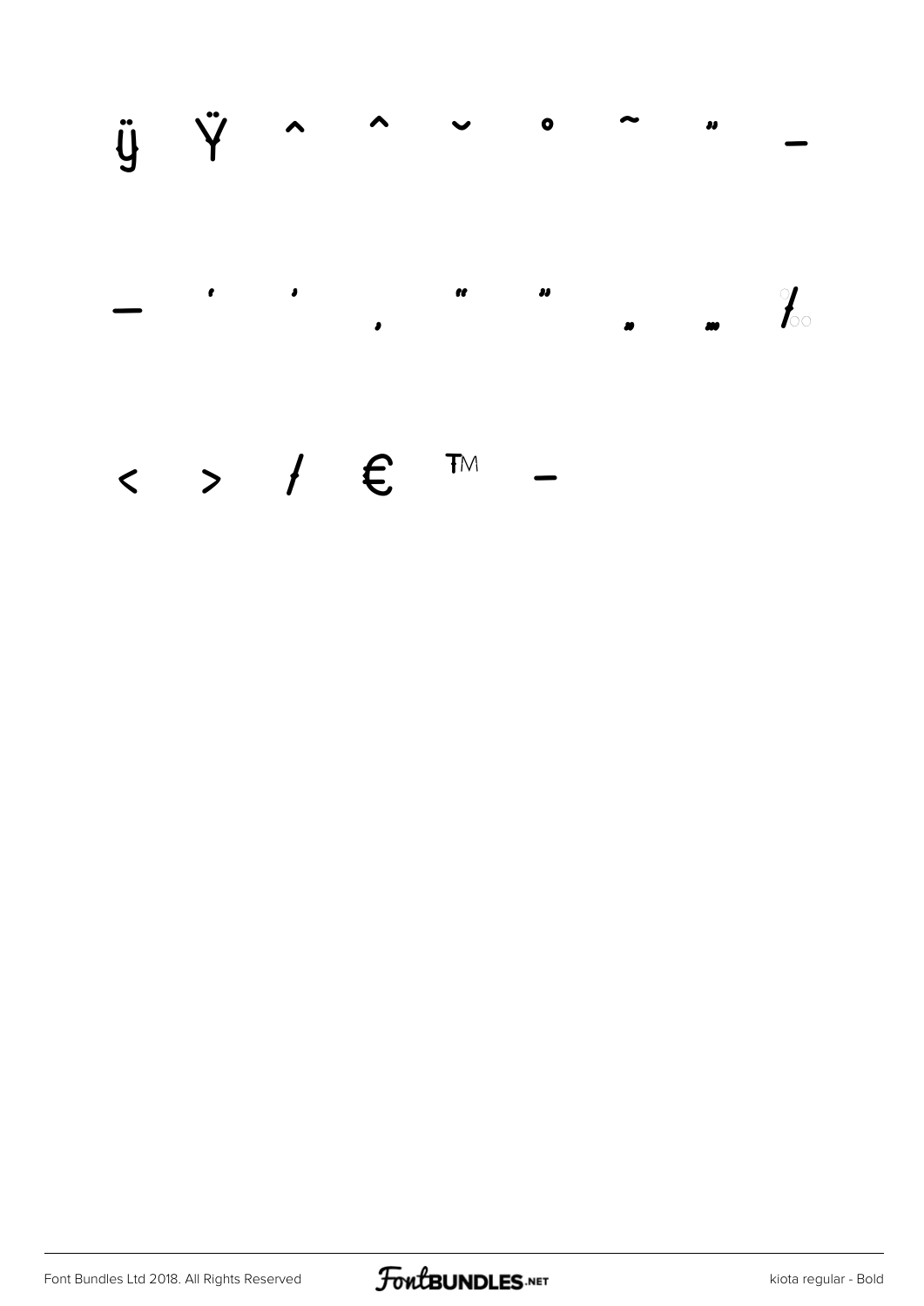ÿ Ÿ ˆ ^ ˘ ˚ ˜ ˝ –

— ' ' ‚ " " „ … ‰

‹ › ⁄ € ™ −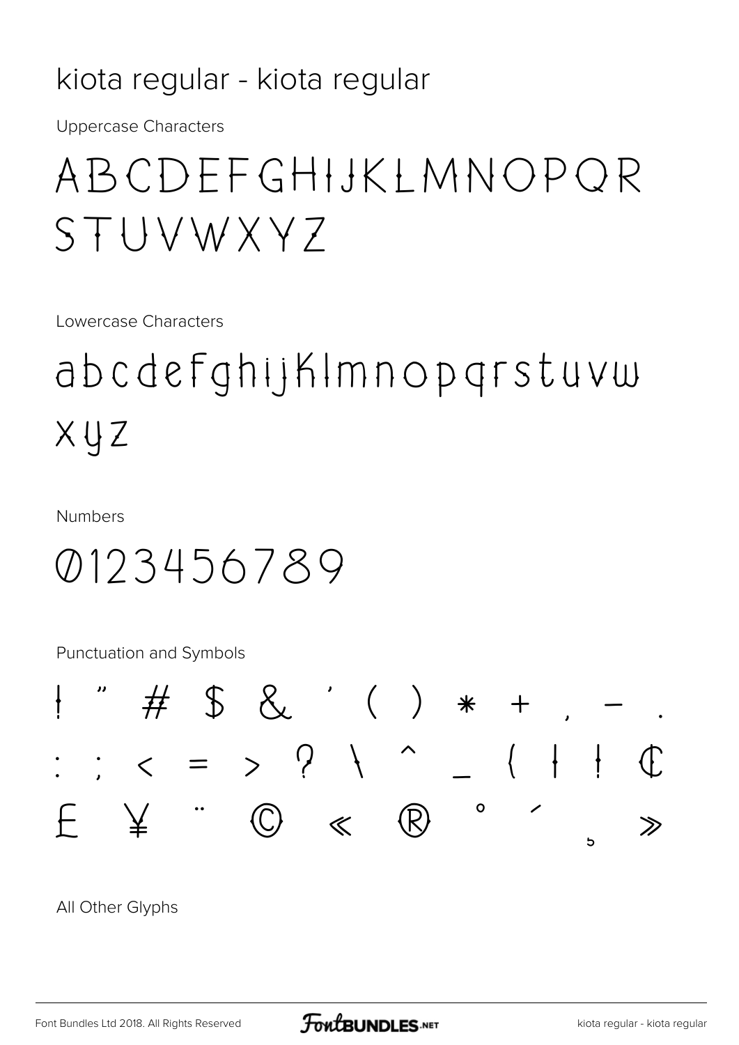kiota regular - kiota regular

Uppercase Characters

ABCDEFGHIJKLMNOPQR
STUVWXYZ

Lowercase Characters

abcdefghijklmnopqrstuvw
xyz

Numbers

0123456789

Punctuation and Symbols

! " # $ & ' ( ) * + , - .
: ; < = > ? \ ^ _ { | } ¢
£ ¥ ¨ © « ® ° ´ ¸ »

All Other Glyphs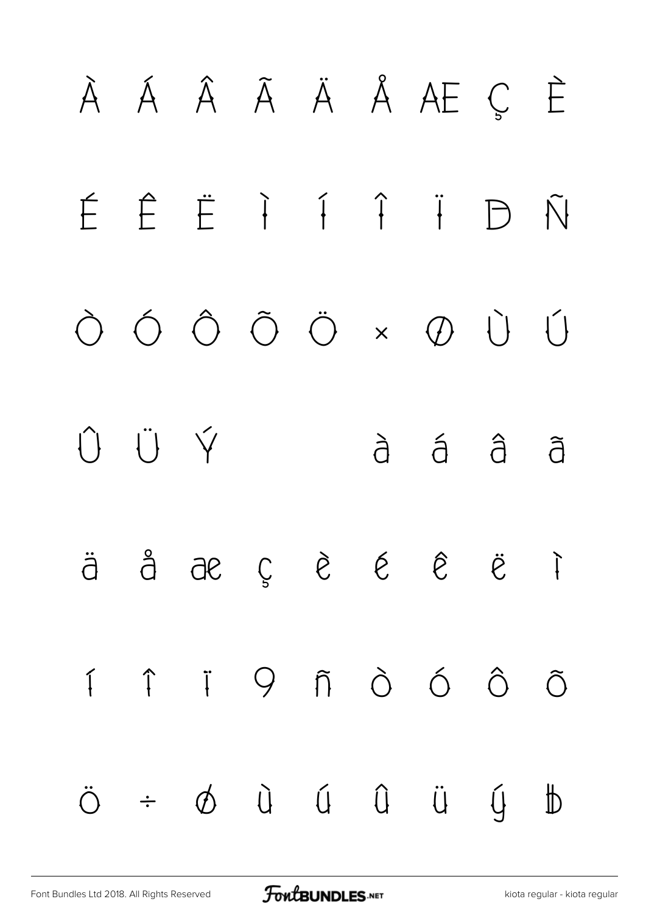À Á Â Ã Ä Å Æ Ç È

É Ê Ë Ì Í Î Ï Ð Ñ

Ò Ó Ô Õ Ö × Ø Ù Ú

Û Ü Ý Þ ß à á â ã

ä å æ ç è é ê ë ì

í î ï ð ñ ò ó ô õ

ö ÷ ø ù ú û ü ý þ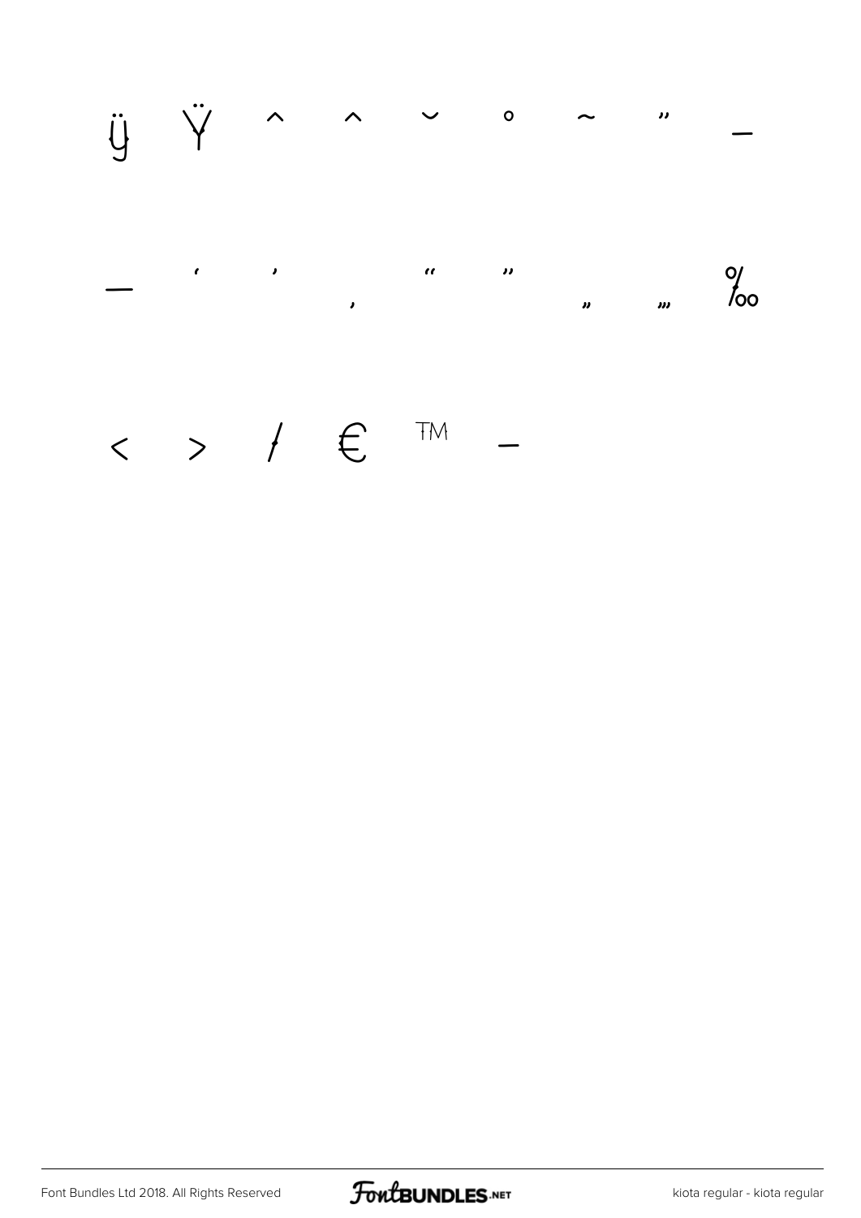ÿ Ÿ ˆ ˆ ˘ ˚ ˜ ˝ –

— ' ' ‚ " " „ … ‰

‹ › ⁄ € ™ −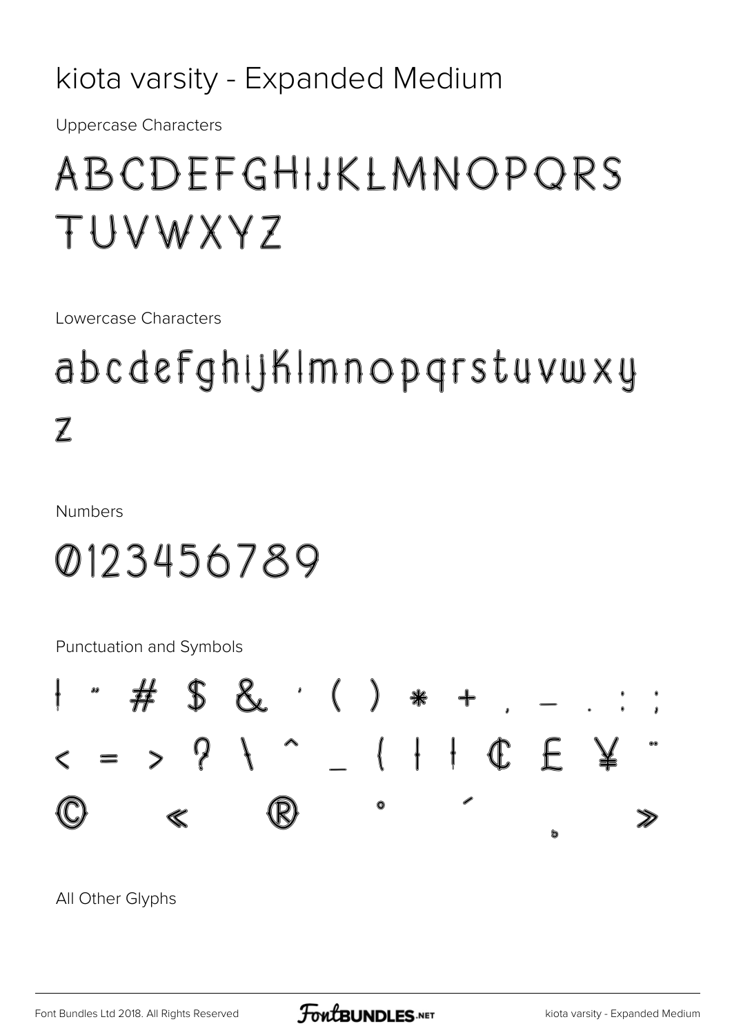# kiota varsity - Expanded Medium

Uppercase Characters

ABCDEFGHIJKLMNOPQRS TUVWXYZ

Lowercase Characters

abcdefghijklmnopqrstuvwxy z

Numbers

0123456789

Punctuation and Symbols

! " # $ & ' ( ) * + , - . : ;
< = > ? \ ^ _ { | } ¢ £ ¥ ¨
© « ® ° ´ ¸ »

All Other Glyphs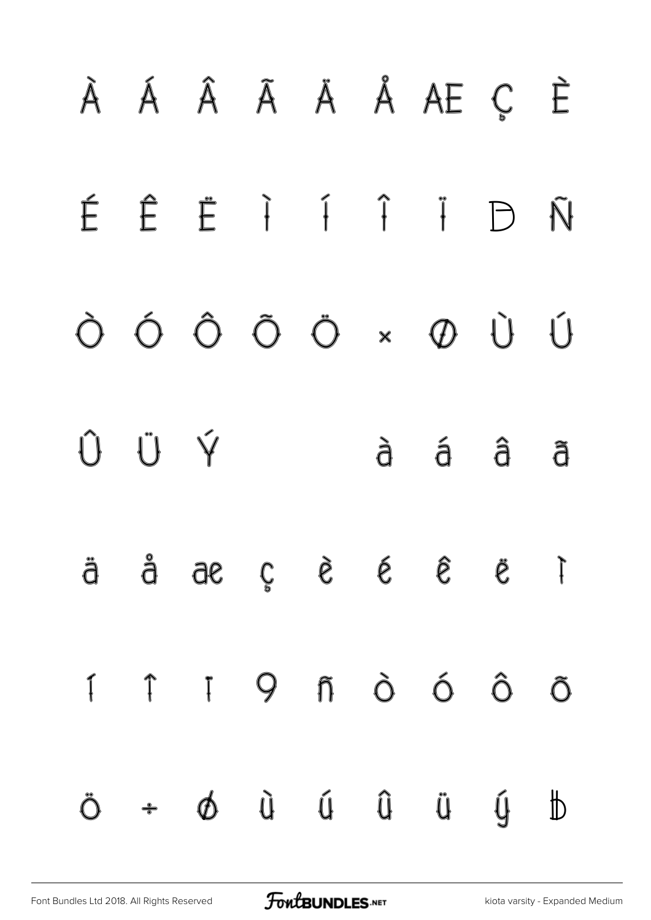À Á Â Ã Ä Å Æ Ç È

É Ê Ë Ì Í Î Ï Ð Ñ

Ò Ó Ô Õ Ö × Ø Ù Ú

Û Ü Ý à á â ã

ä å æ ç è é ê ë ì

í î ï ð ñ ò ó ô õ

ö ÷ ø ù ú û ü ý þ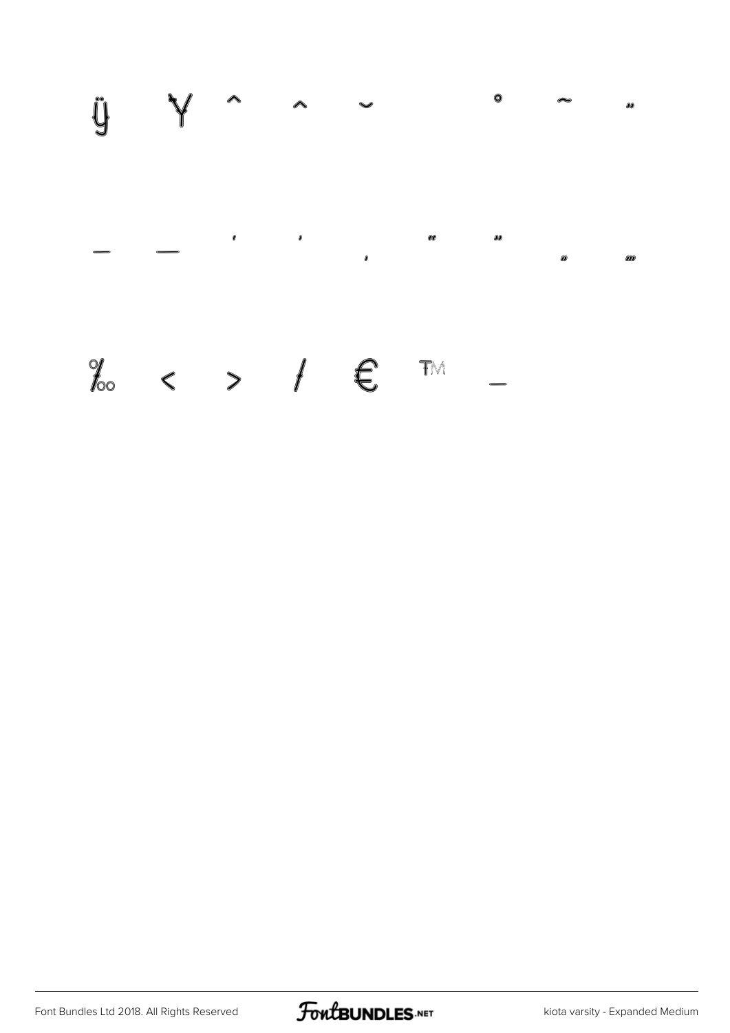ÿ Ÿ ˆ ˆ ˘ ˚ ˜ ˝

– — ‘ ’ ‚ “ ” „ …

‰ ‹ › ⁄ € ™ _